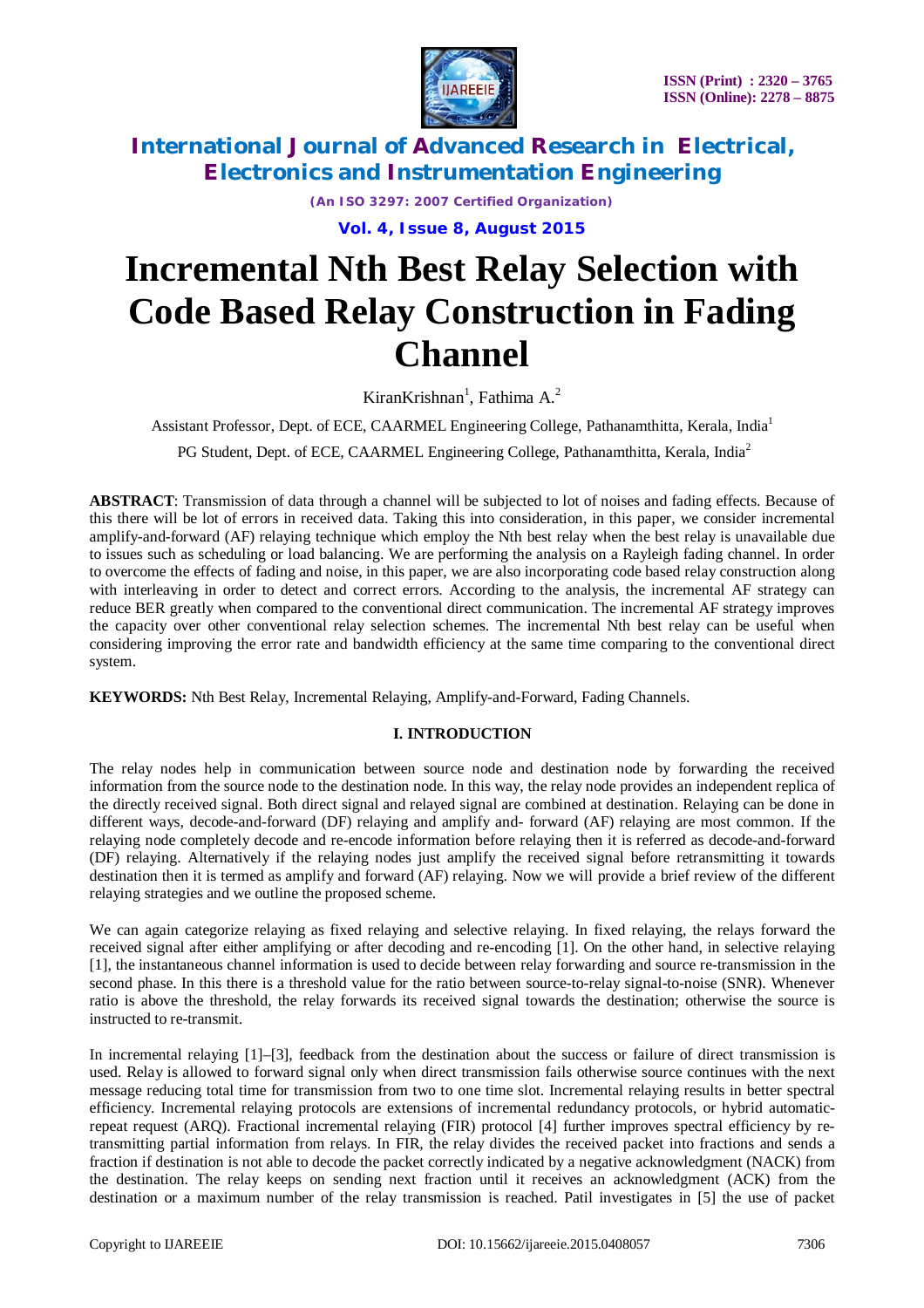# Incremental Nth Best Relay Selection with Code Based Relay Construction in Fading Channel

KiranKrishnan[1], Fathima A.[2]

Assistant Professor, Dept. of ECE, CAARMEL Engineering College, Pathanamthitta, Kerala, India[1]

PG Student, Dept. of ECE, CAARMEL Engineering College, Pathanamthitta, Kerala, India[2]

**ABSTRACT**: Transmission of data through a channel will be subjected to lot of noises and fading effects. Because of this there will be lot of errors in received data. Taking this into consideration, in this paper, we consider incremental amplify-and-forward (AF) relaying technique which employ the Nth best relay when the best relay is unavailable due to issues such as scheduling or load balancing. We are performing the analysis on a Rayleigh fading channel. In order to overcome the effects of fading and noise, in this paper, we are also incorporating code based relay construction along with interleaving in order to detect and correct errors. According to the analysis, the incremental AF strategy can reduce BER greatly when compared to the conventional direct communication. The incremental AF strategy improves the capacity over other conventional relay selection schemes. The incremental Nth best relay can be useful when considering improving the error rate and bandwidth efficiency at the same time comparing to the conventional direct system.

**KEYWORDS:** Nth Best Relay, Incremental Relaying, Amplify-and-Forward, Fading Channels.

## I. INTRODUCTION

The relay nodes help in communication between source node and destination node by forwarding the received information from the source node to the destination node. In this way, the relay node provides an independent replica of the directly received signal. Both direct signal and relayed signal are combined at destination. Relaying can be done in different ways, decode-and-forward (DF) relaying and amplify and- forward (AF) relaying are most common. If the relaying node completely decode and re-encode information before relaying then it is referred as decode-and-forward (DF) relaying. Alternatively if the relaying nodes just amplify the received signal before retransmitting it towards destination then it is termed as amplify and forward (AF) relaying. Now we will provide a brief review of the different relaying strategies and we outline the proposed scheme.

We can again categorize relaying as fixed relaying and selective relaying. In fixed relaying, the relays forward the received signal after either amplifying or after decoding and re-encoding [1]. On the other hand, in selective relaying [1], the instantaneous channel information is used to decide between relay forwarding and source re-transmission in the second phase. In this there is a threshold value for the ratio between source-to-relay signal-to-noise (SNR). Whenever ratio is above the threshold, the relay forwards its received signal towards the destination; otherwise the source is instructed to re-transmit.

In incremental relaying [1]–[3], feedback from the destination about the success or failure of direct transmission is used. Relay is allowed to forward signal only when direct transmission fails otherwise source continues with the next message reducing total time for transmission from two to one time slot. Incremental relaying results in better spectral efficiency. Incremental relaying protocols are extensions of incremental redundancy protocols, or hybrid automatic-repeat request (ARQ). Fractional incremental relaying (FIR) protocol [4] further improves spectral efficiency by re-transmitting partial information from relays. In FIR, the relay divides the received packet into fractions and sends a fraction if destination is not able to decode the packet correctly indicated by a negative acknowledgment (NACK) from the destination. The relay keeps on sending next fraction until it receives an acknowledgment (ACK) from the destination or a maximum number of the relay transmission is reached. Patil investigates in [5] the use of packet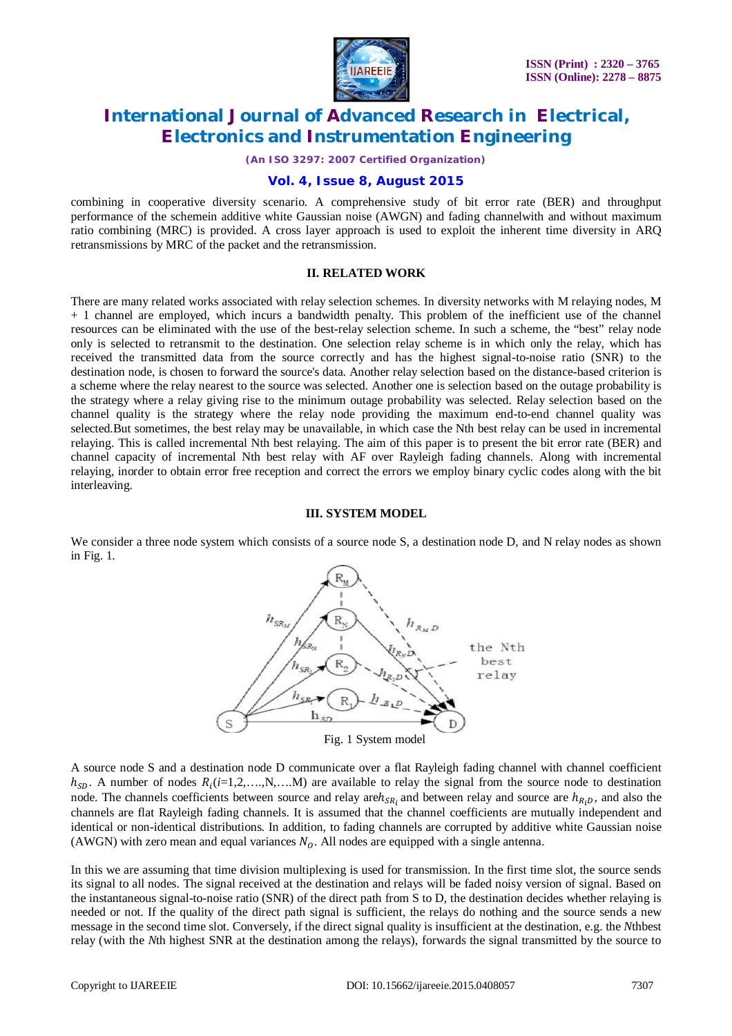combining in cooperative diversity scenario. A comprehensive study of bit error rate (BER) and throughput performance of the schemein additive white Gaussian noise (AWGN) and fading channelwith and without maximum ratio combining (MRC) is provided. A cross layer approach is used to exploit the inherent time diversity in ARQ retransmissions by MRC of the packet and the retransmission.

## II. RELATED WORK

There are many related works associated with relay selection schemes. In diversity networks with M relaying nodes, M + 1 channel are employed, which incurs a bandwidth penalty. This problem of the inefficient use of the channel resources can be eliminated with the use of the best-relay selection scheme. In such a scheme, the "best" relay node only is selected to retransmit to the destination. One selection relay scheme is in which only the relay, which has received the transmitted data from the source correctly and has the highest signal-to-noise ratio (SNR) to the destination node, is chosen to forward the source's data. Another relay selection based on the distance-based criterion is a scheme where the relay nearest to the source was selected. Another one is selection based on the outage probability is the strategy where a relay giving rise to the minimum outage probability was selected. Relay selection based on the channel quality is the strategy where the relay node providing the maximum end-to-end channel quality was selected.But sometimes, the best relay may be unavailable, in which case the Nth best relay can be used in incremental relaying. This is called incremental Nth best relaying. The aim of this paper is to present the bit error rate (BER) and channel capacity of incremental Nth best relay with AF over Rayleigh fading channels. Along with incremental relaying, inorder to obtain error free reception and correct the errors we employ binary cyclic codes along with the bit interleaving.

## III. SYSTEM MODEL

We consider a three node system which consists of a source node S, a destination node D, and N relay nodes as shown in Fig. 1.

Fig. 1 System model

A source node S and a destination node D communicate over a flat Rayleigh fading channel with channel coefficient $h_{SD}$. A number of nodes $R_i$($i$=1,2,….,N,….M) are available to relay the signal from the source node to destination node. The channels coefficients between source and relay are$h_{SR_i}$ and between relay and source are $h_{R_iD}$, and also the channels are flat Rayleigh fading channels. It is assumed that the channel coefficients are mutually independent and identical or non-identical distributions. In addition, to fading channels are corrupted by additive white Gaussian noise (AWGN) with zero mean and equal variances $N_O$. All nodes are equipped with a single antenna.

In this we are assuming that time division multiplexing is used for transmission. In the first time slot, the source sends its signal to all nodes. The signal received at the destination and relays will be faded noisy version of signal. Based on the instantaneous signal-to-noise ratio (SNR) of the direct path from S to D, the destination decides whether relaying is needed or not. If the quality of the direct path signal is sufficient, the relays do nothing and the source sends a new message in the second time slot. Conversely, if the direct signal quality is insufficient at the destination, e.g. the *N*thbest relay (with the *N*th highest SNR at the destination among the relays), forwards the signal transmitted by the source to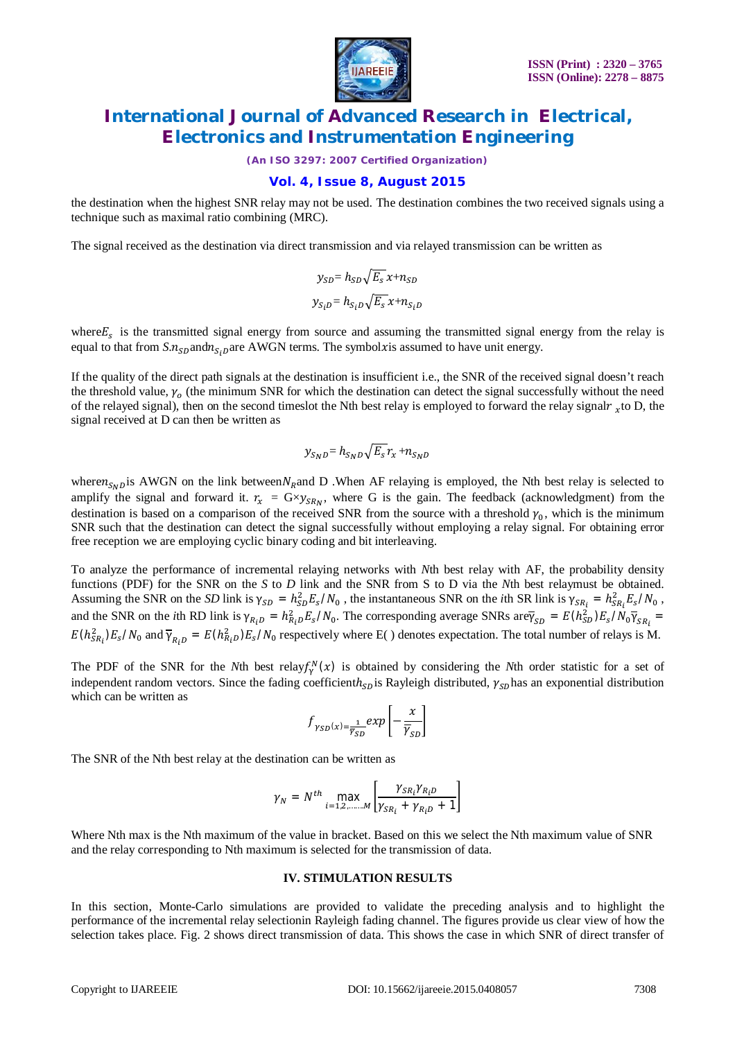the destination when the highest SNR relay may not be used. The destination combines the two received signals using a technique such as maximal ratio combining (MRC).

The signal received as the destination via direct transmission and via relayed transmission can be written as

$$y_{SD} = h_{SD}\sqrt{E_s}\,x + n_{SD}$$

$$y_{S_iD} = h_{S_iD}\sqrt{E_s}\,x + n_{S_iD}$$

where $E_s$ is the transmitted signal energy from source and assuming the transmitted signal energy from the relay is equal to that from $S$. $n_{SD}$ and $n_{S_iD}$ are AWGN terms. The symbol $x$ is assumed to have unit energy.

If the quality of the direct path signals at the destination is insufficient i.e., the SNR of the received signal doesn't reach the threshold value, $\gamma_o$ (the minimum SNR for which the destination can detect the signal successfully without the need of the relayed signal), then on the second timeslot the Nth best relay is employed to forward the relay signal $r_x$ to D, the signal received at D can then be written as

$$y_{S_ND} = h_{S_ND}\sqrt{E_s}\,r_x + n_{S_ND}$$

where $n_{S_ND}$ is AWGN on the link between $N_R$ and D .When AF relaying is employed, the Nth best relay is selected to amplify the signal and forward it. $r_x = G \times y_{SR_N}$, where G is the gain. The feedback (acknowledgment) from the destination is based on a comparison of the received SNR from the source with a threshold $\gamma_0$, which is the minimum SNR such that the destination can detect the signal successfully without employing a relay signal. For obtaining error free reception we are employing cyclic binary coding and bit interleaving.

To analyze the performance of incremental relaying networks with *N*th best relay with AF, the probability density functions (PDF) for the SNR on the *S* to *D* link and the SNR from S to D via the *N*th best relay must be obtained. Assuming the SNR on the *SD* link is $\gamma_{SD} = h_{SD}^2 E_s/N_0$ , the instantaneous SNR on the *i*th SR link is $\gamma_{SR_i} = h_{SR_i}^2 E_s/N_0$ , and the SNR on the *i*th RD link is $\gamma_{R_iD} = h_{R_iD}^2 E_s/N_0$. The corresponding average SNRs are $\overline{\gamma}_{SD} = E(h_{SD}^2)E_s/N_0$ $\overline{\gamma}_{SR_i} = E(h_{SR_i}^2)E_s/N_0$ and $\overline{\gamma}_{R_iD} = E(h_{R_iD}^2)E_s/N_0$ respectively where E( ) denotes expectation. The total number of relays is M.

The PDF of the SNR for the *N*th best relay $f_\gamma^N(x)$ is obtained by considering the *N*th order statistic for a set of independent random vectors. Since the fading coefficient $h_{SD}$ is Rayleigh distributed, $\gamma_{SD}$ has an exponential distribution which can be written as

$$f_{\gamma SD}(x) = \frac{1}{\overline{\gamma}_{SD}} exp\left[-\frac{x}{\overline{\gamma}_{SD}}\right]$$

The SNR of the Nth best relay at the destination can be written as

$$\gamma_N = N^{th} \max_{i=1,2,\ldots\ldots,M}\left[\frac{\gamma_{SR_i}\gamma_{R_iD}}{\gamma_{SR_i} + \gamma_{R_iD} + 1}\right]$$

Where Nth max is the Nth maximum of the value in bracket. Based on this we select the Nth maximum value of SNR and the relay corresponding to Nth maximum is selected for the transmission of data.

### IV. STIMULATION RESULTS

In this section, Monte-Carlo simulations are provided to validate the preceding analysis and to highlight the performance of the incremental relay selectionin Rayleigh fading channel. The figures provide us clear view of how the selection takes place. Fig. 2 shows direct transmission of data. This shows the case in which SNR of direct transfer of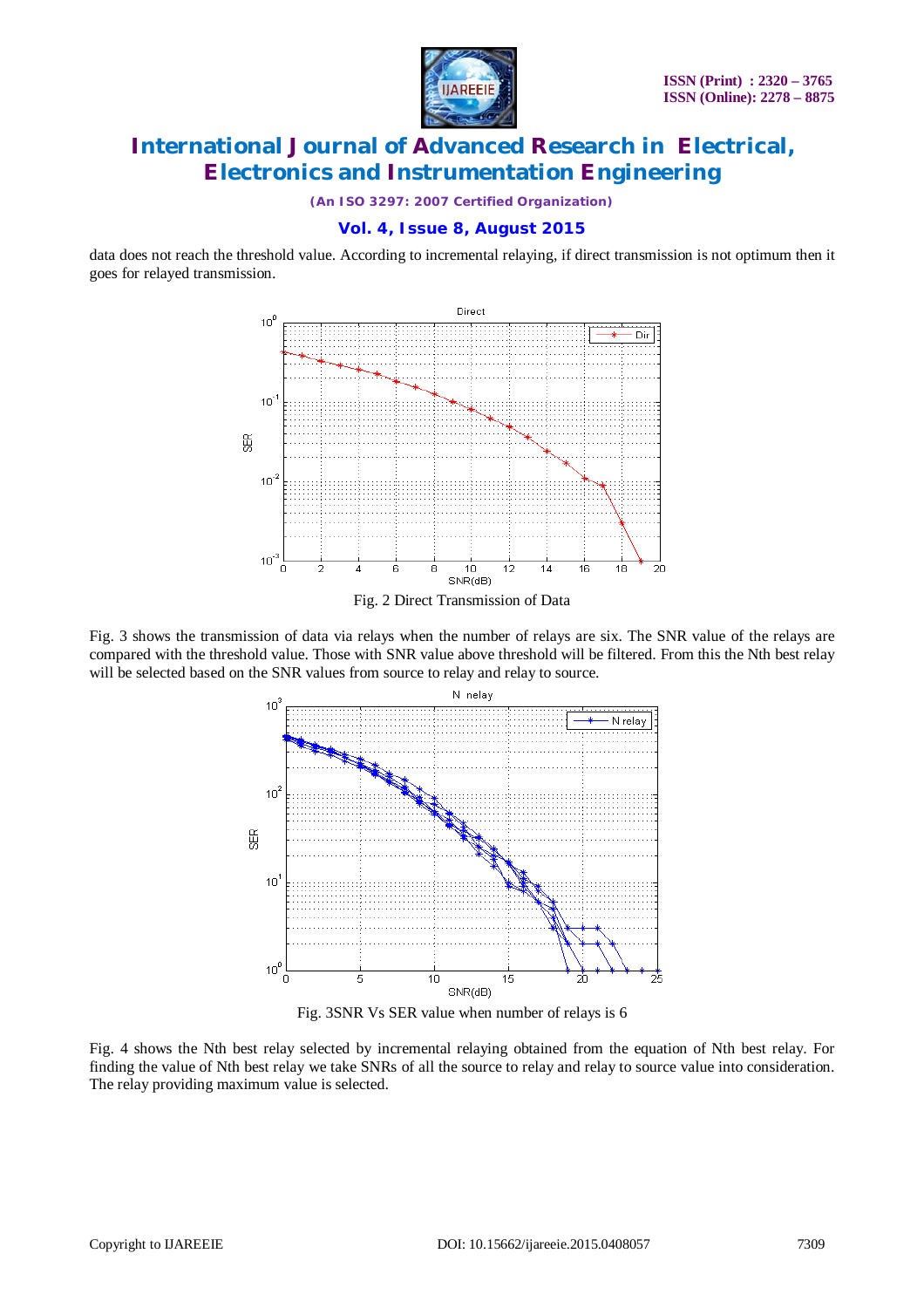data does not reach the threshold value. According to incremental relaying, if direct transmission is not optimum then it goes for relayed transmission.

Fig. 2 Direct Transmission of Data

Fig. 3 shows the transmission of data via relays when the number of relays are six. The SNR value of the relays are compared with the threshold value. Those with SNR value above threshold will be filtered. From this the Nth best relay will be selected based on the SNR values from source to relay and relay to source.

Fig. 3SNR Vs SER value when number of relays is 6

Fig. 4 shows the Nth best relay selected by incremental relaying obtained from the equation of Nth best relay. For finding the value of Nth best relay we take SNRs of all the source to relay and relay to source value into consideration. The relay providing maximum value is selected.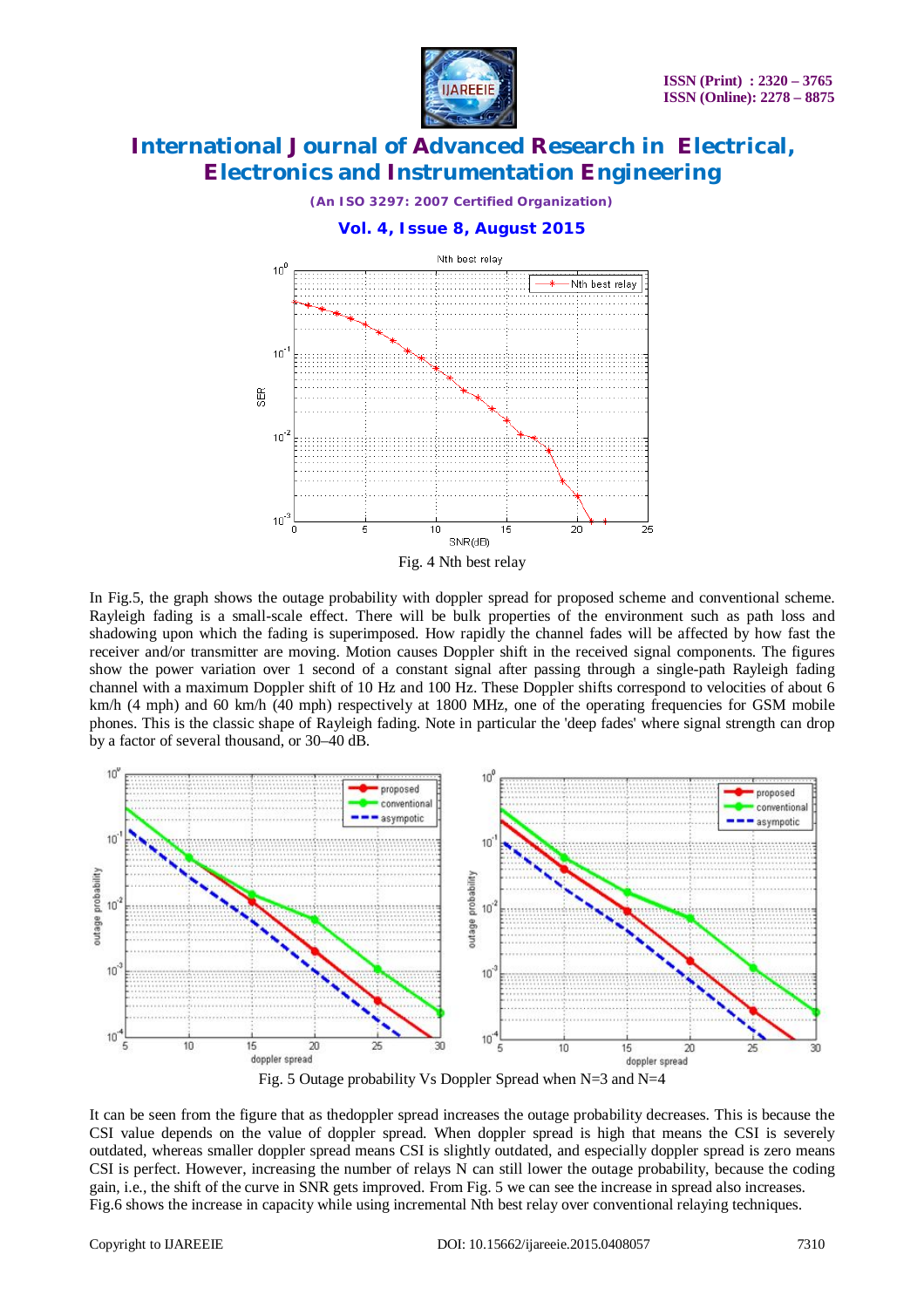Fig. 4 Nth best relay

In Fig.5, the graph shows the outage probability with doppler spread for proposed scheme and conventional scheme. Rayleigh fading is a small-scale effect. There will be bulk properties of the environment such as path loss and shadowing upon which the fading is superimposed. How rapidly the channel fades will be affected by how fast the receiver and/or transmitter are moving. Motion causes Doppler shift in the received signal components. The figures show the power variation over 1 second of a constant signal after passing through a single-path Rayleigh fading channel with a maximum Doppler shift of 10 Hz and 100 Hz. These Doppler shifts correspond to velocities of about 6 km/h (4 mph) and 60 km/h (40 mph) respectively at 1800 MHz, one of the operating frequencies for GSM mobile phones. This is the classic shape of Rayleigh fading. Note in particular the 'deep fades' where signal strength can drop by a factor of several thousand, or 30–40 dB.

Fig. 5 Outage probability Vs Doppler Spread when N=3 and N=4

It can be seen from the figure that as thedoppler spread increases the outage probability decreases. This is because the CSI value depends on the value of doppler spread. When doppler spread is high that means the CSI is severely outdated, whereas smaller doppler spread means CSI is slightly outdated, and especially doppler spread is zero means CSI is perfect. However, increasing the number of relays N can still lower the outage probability, because the coding gain, i.e., the shift of the curve in SNR gets improved. From Fig. 5 we can see the increase in spread also increases. Fig.6 shows the increase in capacity while using incremental Nth best relay over conventional relaying techniques.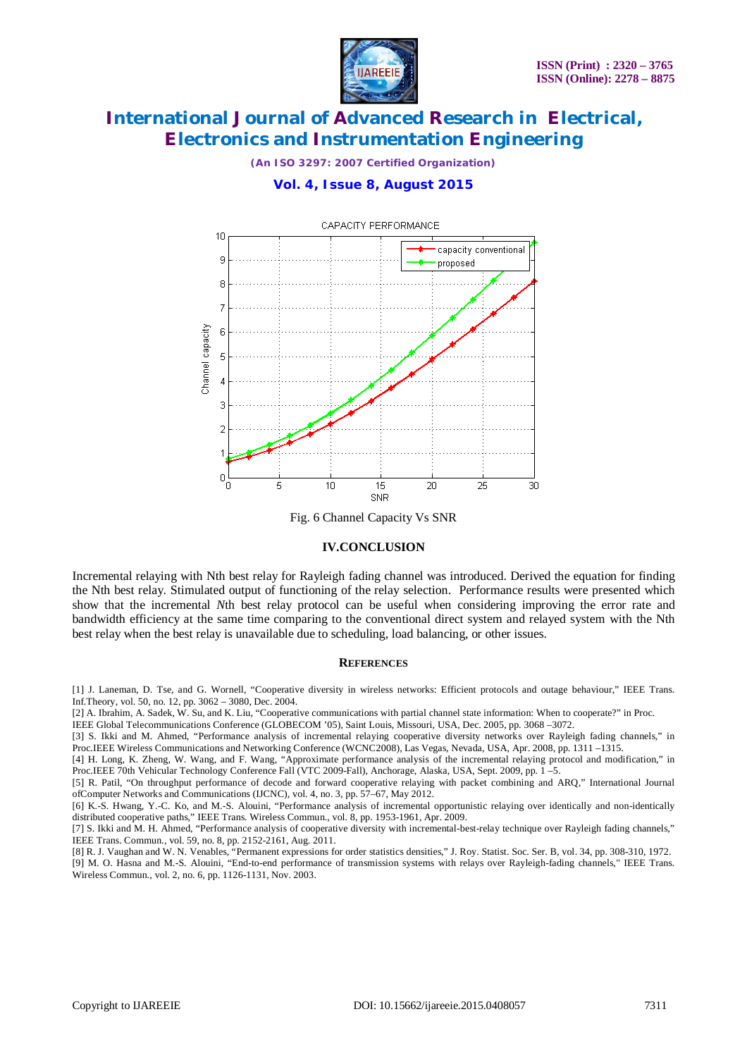CAPACITY PERFORMANCE

Channel capacity

SNR

capacity conventional

proposed

0 5 10 15 20 25 30

0 1 2 3 4 5 6 7 8 9 10

Fig. 6 Channel Capacity Vs SNR

## IV.CONCLUSION

Incremental relaying with Nth best relay for Rayleigh fading channel was introduced. Derived the equation for finding the Nth best relay. Stimulated output of functioning of the relay selection. Performance results were presented which show that the incremental *N*th best relay protocol can be useful when considering improving the error rate and bandwidth efficiency at the same time comparing to the conventional direct system and relayed system with the Nth best relay when the best relay is unavailable due to scheduling, load balancing, or other issues.

## REFERENCES

[1] J. Laneman, D. Tse, and G. Wornell, "Cooperative diversity in wireless networks: Efficient protocols and outage behaviour," IEEE Trans. Inf.Theory, vol. 50, no. 12, pp. 3062 – 3080, Dec. 2004.

[2] A. Ibrahim, A. Sadek, W. Su, and K. Liu, "Cooperative communications with partial channel state information: When to cooperate?" in Proc. IEEE Global Telecommunications Conference (GLOBECOM '05), Saint Louis, Missouri, USA, Dec. 2005, pp. 3068 –3072.

[3] S. Ikki and M. Ahmed, "Performance analysis of incremental relaying cooperative diversity networks over Rayleigh fading channels," in Proc.IEEE Wireless Communications and Networking Conference (WCNC2008), Las Vegas, Nevada, USA, Apr. 2008, pp. 1311 –1315.

[4] H. Long, K. Zheng, W. Wang, and F. Wang, "Approximate performance analysis of the incremental relaying protocol and modification," in Proc.IEEE 70th Vehicular Technology Conference Fall (VTC 2009-Fall), Anchorage, Alaska, USA, Sept. 2009, pp. 1 –5.

[5] R. Patil, "On throughput performance of decode and forward cooperative relaying with packet combining and ARQ," International Journal ofComputer Networks and Communications (IJCNC), vol. 4, no. 3, pp. 57–67, May 2012.

[6] K.-S. Hwang, Y.-C. Ko, and M.-S. Alouini, "Performance analysis of incremental opportunistic relaying over identically and non-identically distributed cooperative paths," IEEE Trans. Wireless Commun., vol. 8, pp. 1953-1961, Apr. 2009.

[7] S. Ikki and M. H. Ahmed, "Performance analysis of cooperative diversity with incremental-best-relay technique over Rayleigh fading channels," IEEE Trans. Commun., vol. 59, no. 8, pp. 2152-2161, Aug. 2011.

[8] R. J. Vaughan and W. N. Venables, "Permanent expressions for order statistics densities," J. Roy. Statist. Soc. Ser. B, vol. 34, pp. 308-310, 1972.

[9] M. O. Hasna and M.-S. Alouini, "End-to-end performance of transmission systems with relays over Rayleigh-fading channels," IEEE Trans. Wireless Commun., vol. 2, no. 6, pp. 1126-1131, Nov. 2003.